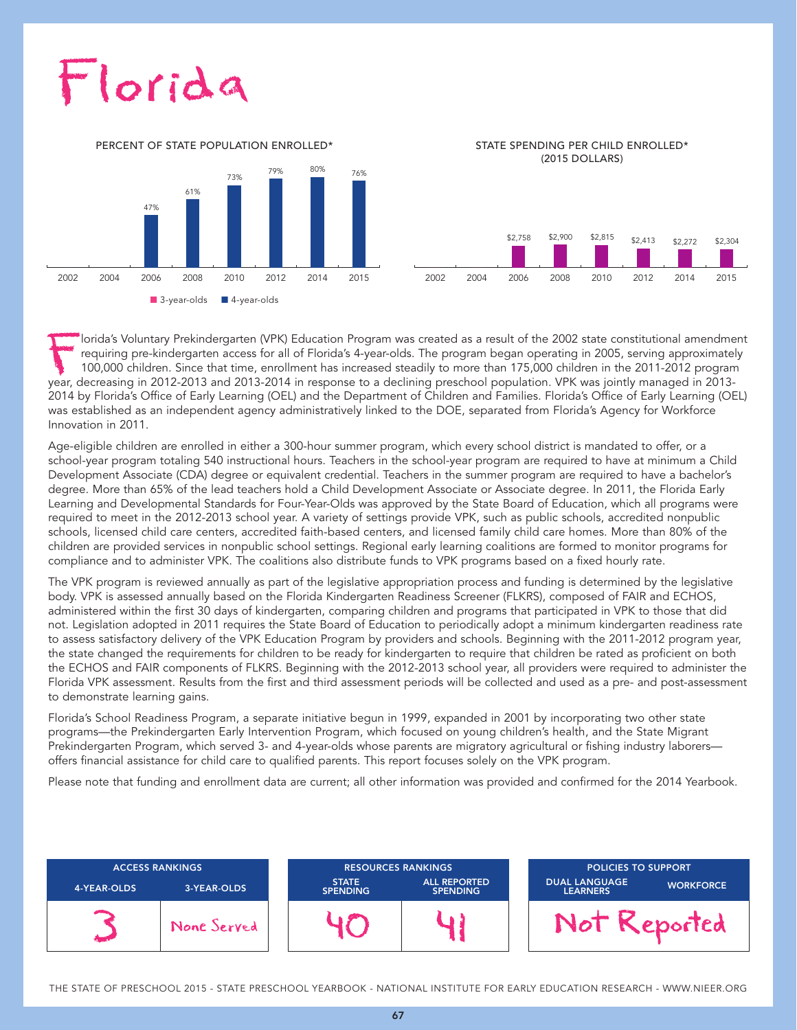# Florida

**PERCENT OF STATE POPULATION ENROLLED***

| Year | 3-year-olds | 4-year-olds |
|---|---|---|
| 2002 | | |
| 2004 | | |
| 2006 | | 47% |
| 2008 | | 61% |
| 2010 | | 73% |
| 2012 | | 79% |
| 2014 | | 80% |
| 2015 | | 76% |

**STATE SPENDING PER CHILD ENROLLED* (2015 DOLLARS)**

| Year | Spending |
|---|---|
| 2002 | |
| 2004 | |
| 2006 | $2,758 |
| 2008 | $2,900 |
| 2010 | $2,815 |
| 2012 | $2,413 |
| 2014 | $2,272 |
| 2015 | $2,304 |

Florida's Voluntary Prekindergarten (VPK) Education Program was created as a result of the 2002 state constitutional amendment requiring pre-kindergarten access for all of Florida's 4-year-olds. The program began operating in 2005, serving approximately 100,000 children. Since that time, enrollment has increased steadily to more than 175,000 children in the 2011-2012 program year, decreasing in 2012-2013 and 2013-2014 in response to a declining preschool population. VPK was jointly managed in 2013-2014 by Florida's Office of Early Learning (OEL) and the Department of Children and Families. Florida's Office of Early Learning (OEL) was established as an independent agency administratively linked to the DOE, separated from Florida's Agency for Workforce Innovation in 2011.

Age-eligible children are enrolled in either a 300-hour summer program, which every school district is mandated to offer, or a school-year program totaling 540 instructional hours. Teachers in the school-year program are required to have at minimum a Child Development Associate (CDA) degree or equivalent credential. Teachers in the summer program are required to have a bachelor's degree. More than 65% of the lead teachers hold a Child Development Associate or Associate degree. In 2011, the Florida Early Learning and Developmental Standards for Four-Year-Olds was approved by the State Board of Education, which all programs were required to meet in the 2012-2013 school year. A variety of settings provide VPK, such as public schools, accredited nonpublic schools, licensed child care centers, accredited faith-based centers, and licensed family child care homes. More than 80% of the children are provided services in nonpublic school settings. Regional early learning coalitions are formed to monitor programs for compliance and to administer VPK. The coalitions also distribute funds to VPK programs based on a fixed hourly rate.

The VPK program is reviewed annually as part of the legislative appropriation process and funding is determined by the legislative body. VPK is assessed annually based on the Florida Kindergarten Readiness Screener (FLKRS), composed of FAIR and ECHOS, administered within the first 30 days of kindergarten, comparing children and programs that participated in VPK to those that did not. Legislation adopted in 2011 requires the State Board of Education to periodically adopt a minimum kindergarten readiness rate to assess satisfactory delivery of the VPK Education Program by providers and schools. Beginning with the 2011-2012 program year, the state changed the requirements for children to be ready for kindergarten to require that children be rated as proficient on both the ECHOS and FAIR components of FLKRS. Beginning with the 2012-2013 school year, all providers were required to administer the Florida VPK assessment. Results from the first and third assessment periods will be collected and used as a pre- and post-assessment to demonstrate learning gains.

Florida's School Readiness Program, a separate initiative begun in 1999, expanded in 2001 by incorporating two other state programs—the Prekindergarten Early Intervention Program, which focused on young children's health, and the State Migrant Prekindergarten Program, which served 3- and 4-year-olds whose parents are migratory agricultural or fishing industry laborers—offers financial assistance for child care to qualified parents. This report focuses solely on the VPK program.

Please note that funding and enrollment data are current; all other information was provided and confirmed for the 2014 Yearbook.

| ACCESS RANKINGS | | RESOURCES RANKINGS | | POLICIES TO SUPPORT | |
|---|---|---|---|---|---|
| 4-YEAR-OLDS | 3-YEAR-OLDS | STATE SPENDING | ALL REPORTED SPENDING | DUAL LANGUAGE LEARNERS | WORKFORCE |
| 3 | None Served | 40 | 41 | Not Reported | |

THE STATE OF PRESCHOOL 2015 - STATE PRESCHOOL YEARBOOK - NATIONAL INSTITUTE FOR EARLY EDUCATION RESEARCH - WWW.NIEER.ORG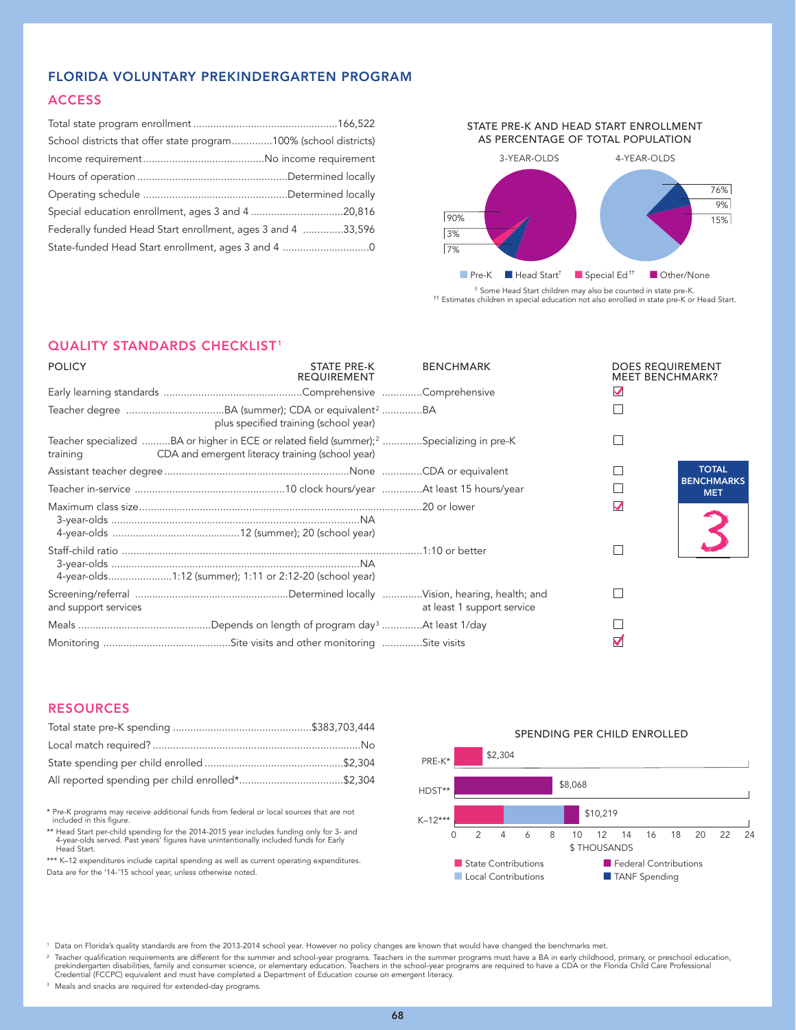# FLORIDA VOLUNTARY PREKINDERGARTEN PROGRAM

## ACCESS

| | |
|---|---|
| Total state program enrollment | 166,522 |
| School districts that offer state program | 100% (school districts) |
| Income requirement | No income requirement |
| Hours of operation | Determined locally |
| Operating schedule | Determined locally |
| Special education enrollment, ages 3 and 4 | 20,816 |
| Federally funded Head Start enrollment, ages 3 and 4 | 33,596 |
| State-funded Head Start enrollment, ages 3 and 4 | 0 |

STATE PRE-K AND HEAD START ENROLLMENT AS PERCENTAGE OF TOTAL POPULATION

3-YEAR-OLDS

90%
3%
7%

4-YEAR-OLDS

76%
9%
15%

Pre-K    Head Start†    Special Ed††    Other/None

† Some Head Start children may also be counted in state pre-K.
†† Estimates children in special education not also enrolled in state pre-K or Head Start.

## QUALITY STANDARDS CHECKLIST[1]

| POLICY | STATE PRE-K REQUIREMENT | BENCHMARK | DOES REQUIREMENT MEET BENCHMARK? |
|---|---|---|---|
| Early learning standards | Comprehensive | Comprehensive | ☑ |
| Teacher degree | BA (summer); CDA or equivalent[2] plus specified training (school year) | BA | ☐ |
| Teacher specialized training | BA or higher in ECE or related field (summer);[2] CDA and emergent literacy training (school year) | Specializing in pre-K | ☐ |
| Assistant teacher degree | None | CDA or equivalent | ☐ |
| Teacher in-service | 10 clock hours/year | At least 15 hours/year | ☐ |
| Maximum class size<br>3-year-olds<br>4-year-olds | <br>NA<br>12 (summer); 20 (school year) | 20 or lower | ☑ |
| Staff-child ratio<br>3-year-olds<br>4-year-olds | <br>NA<br>1:12 (summer); 1:11 or 2:12-20 (school year) | 1:10 or better | ☐ |
| Screening/referral and support services | Determined locally | Vision, hearing, health; and at least 1 support service | ☐ |
| Meals | Depends on length of program day[3] | At least 1/day | ☐ |
| Monitoring | Site visits and other monitoring | Site visits | ☑ |

TOTAL BENCHMARKS MET: 3

## RESOURCES

| | |
|---|---|
| Total state pre-K spending | $383,703,444 |
| Local match required? | No |
| State spending per child enrolled | $2,304 |
| All reported spending per child enrolled* | $2,304 |

\* Pre-K programs may receive additional funds from federal or local sources that are not included in this figure.

\*\* Head Start per-child spending for the 2014-2015 year includes funding only for 3- and 4-year-olds served. Past years' figures have unintentionally included funds for Early Head Start.

\*\*\* K–12 expenditures include capital spending as well as current operating expenditures.

Data are for the '14-'15 school year, unless otherwise noted.

SPENDING PER CHILD ENROLLED

PRE-K* $2,304
HDST** $8,068
K–12*** $10,219

0 2 4 6 8 10 12 14 16 18 20 22 24
$ THOUSANDS

State Contributions    Federal Contributions
Local Contributions    TANF Spending

[1] Data on Florida's quality standards are from the 2013-2014 school year. However no policy changes are known that would have changed the benchmarks met.

[2] Teacher qualification requirements are different for the summer and school-year programs. Teachers in the summer programs must have a BA in early childhood, primary, or preschool education, prekindergarten disabilities, family and consumer science, or elementary education. Teachers in the school-year programs are required to have a CDA or the Florida Child Care Professional Credential (FCCPC) equivalent and must have completed a Department of Education course on emergent literacy.

[3] Meals and snacks are required for extended-day programs.